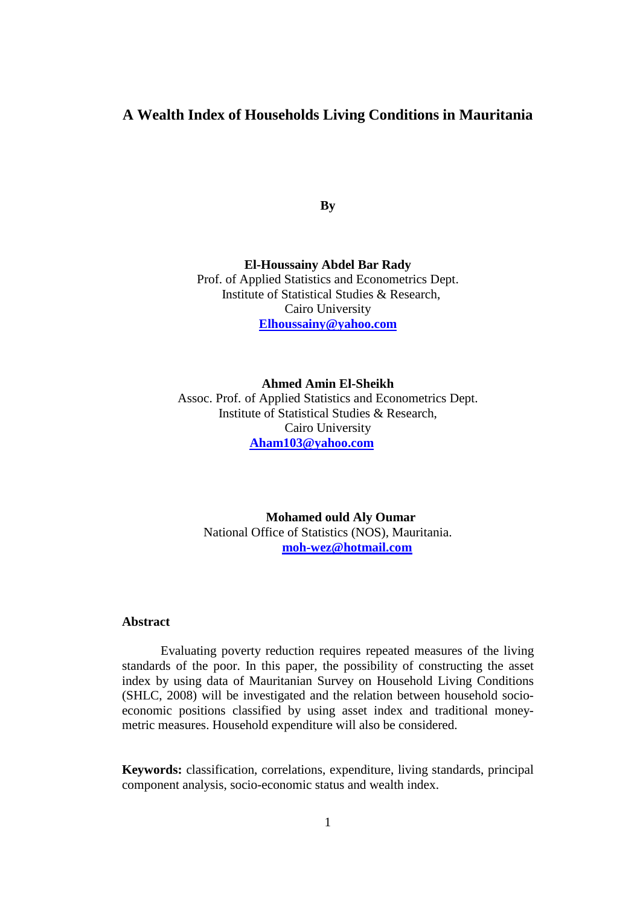# A Wealth Index of Households Living Conditions in Mauritania

**By**

**El-Houssainy Abdel Bar Rady**
Prof. of Applied Statistics and Econometrics Dept.
Institute of Statistical Studies & Research,
Cairo University
**Elhoussainy@yahoo.com**

**Ahmed Amin El-Sheikh**
Assoc. Prof. of Applied Statistics and Econometrics Dept.
Institute of Statistical Studies & Research,
Cairo University
**Aham103@yahoo.com**

**Mohamed ould Aly Oumar**
National Office of Statistics (NOS), Mauritania.
**moh-wez@hotmail.com**

## Abstract

Evaluating poverty reduction requires repeated measures of the living standards of the poor. In this paper, the possibility of constructing the asset index by using data of Mauritanian Survey on Household Living Conditions (SHLC, 2008) will be investigated and the relation between household socio-economic positions classified by using asset index and traditional money-metric measures. Household expenditure will also be considered.

**Keywords:** classification, correlations, expenditure, living standards, principal component analysis, socio-economic status and wealth index.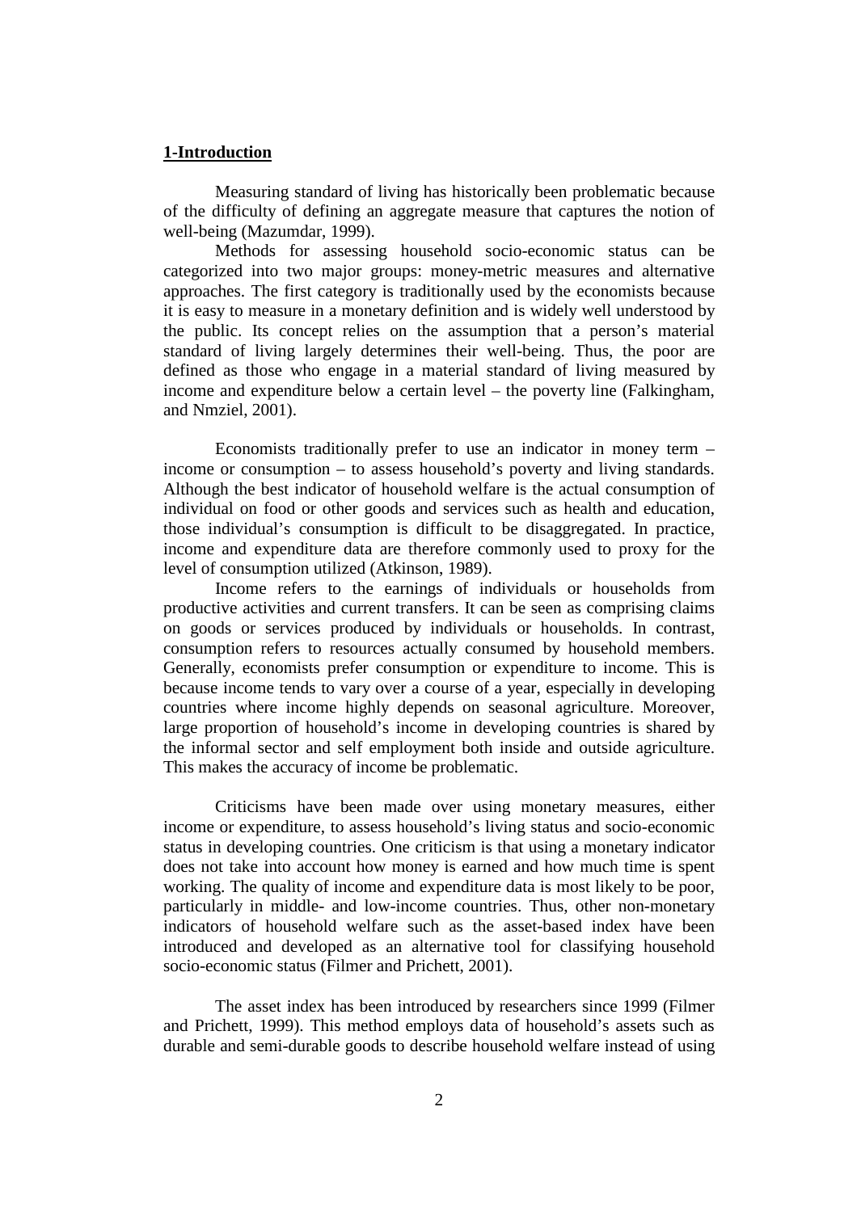## 1-Introduction

Measuring standard of living has historically been problematic because of the difficulty of defining an aggregate measure that captures the notion of well-being (Mazumdar, 1999).

Methods for assessing household socio-economic status can be categorized into two major groups: money-metric measures and alternative approaches. The first category is traditionally used by the economists because it is easy to measure in a monetary definition and is widely well understood by the public. Its concept relies on the assumption that a person's material standard of living largely determines their well-being. Thus, the poor are defined as those who engage in a material standard of living measured by income and expenditure below a certain level – the poverty line (Falkingham, and Nmziel, 2001).

Economists traditionally prefer to use an indicator in money term – income or consumption – to assess household's poverty and living standards. Although the best indicator of household welfare is the actual consumption of individual on food or other goods and services such as health and education, those individual's consumption is difficult to be disaggregated. In practice, income and expenditure data are therefore commonly used to proxy for the level of consumption utilized (Atkinson, 1989).

Income refers to the earnings of individuals or households from productive activities and current transfers. It can be seen as comprising claims on goods or services produced by individuals or households. In contrast, consumption refers to resources actually consumed by household members. Generally, economists prefer consumption or expenditure to income. This is because income tends to vary over a course of a year, especially in developing countries where income highly depends on seasonal agriculture. Moreover, large proportion of household's income in developing countries is shared by the informal sector and self employment both inside and outside agriculture. This makes the accuracy of income be problematic.

Criticisms have been made over using monetary measures, either income or expenditure, to assess household's living status and socio-economic status in developing countries. One criticism is that using a monetary indicator does not take into account how money is earned and how much time is spent working. The quality of income and expenditure data is most likely to be poor, particularly in middle- and low-income countries. Thus, other non-monetary indicators of household welfare such as the asset-based index have been introduced and developed as an alternative tool for classifying household socio-economic status (Filmer and Prichett, 2001).

The asset index has been introduced by researchers since 1999 (Filmer and Prichett, 1999). This method employs data of household's assets such as durable and semi-durable goods to describe household welfare instead of using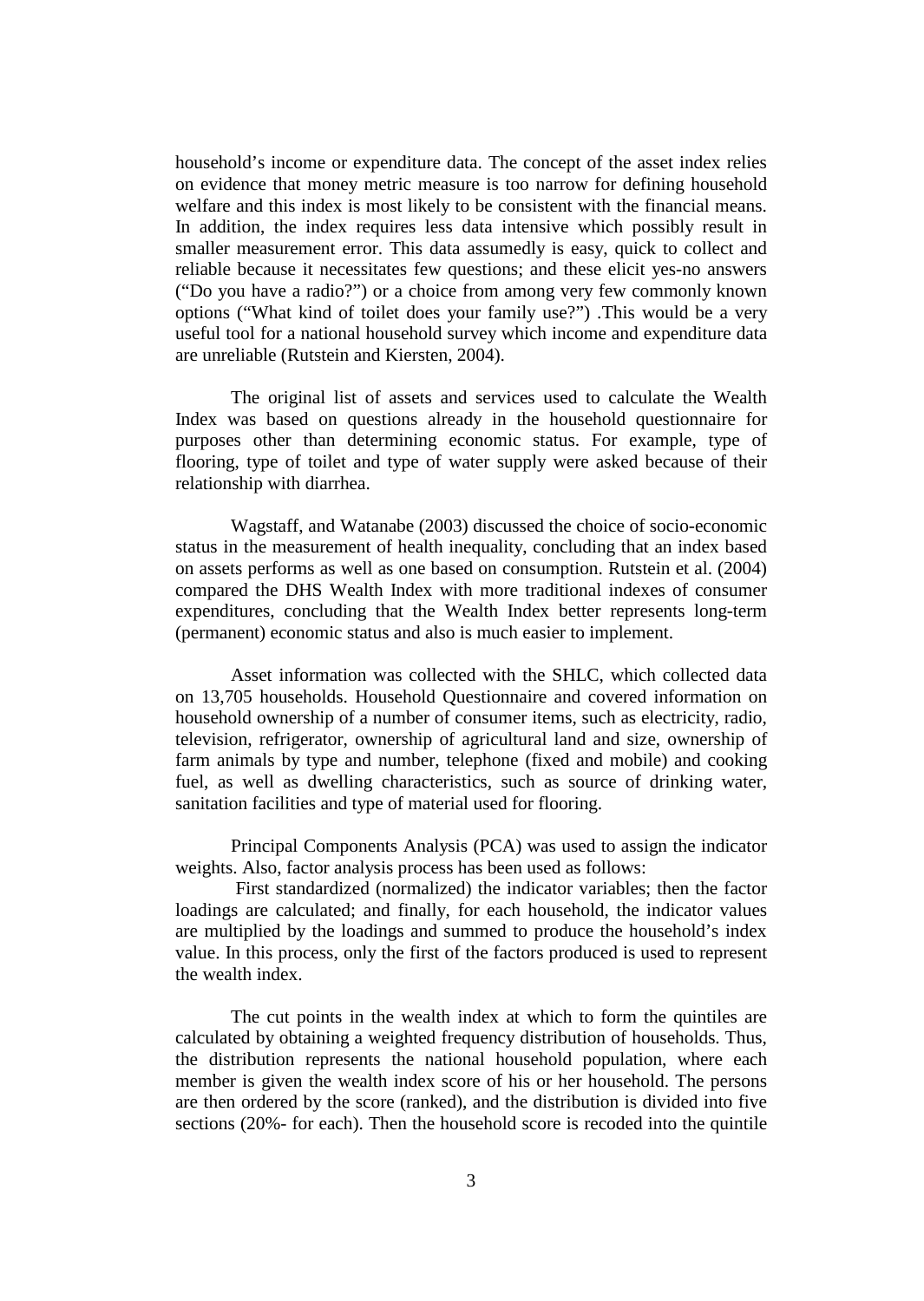household's income or expenditure data. The concept of the asset index relies on evidence that money metric measure is too narrow for defining household welfare and this index is most likely to be consistent with the financial means. In addition, the index requires less data intensive which possibly result in smaller measurement error. This data assumedly is easy, quick to collect and reliable because it necessitates few questions; and these elicit yes-no answers ("Do you have a radio?") or a choice from among very few commonly known options ("What kind of toilet does your family use?") .This would be a very useful tool for a national household survey which income and expenditure data are unreliable (Rutstein and Kiersten, 2004).

The original list of assets and services used to calculate the Wealth Index was based on questions already in the household questionnaire for purposes other than determining economic status. For example, type of flooring, type of toilet and type of water supply were asked because of their relationship with diarrhea.

Wagstaff, and Watanabe (2003) discussed the choice of socio-economic status in the measurement of health inequality, concluding that an index based on assets performs as well as one based on consumption. Rutstein et al. (2004) compared the DHS Wealth Index with more traditional indexes of consumer expenditures, concluding that the Wealth Index better represents long-term (permanent) economic status and also is much easier to implement.

Asset information was collected with the SHLC, which collected data on 13,705 households. Household Questionnaire and covered information on household ownership of a number of consumer items, such as electricity, radio, television, refrigerator, ownership of agricultural land and size, ownership of farm animals by type and number, telephone (fixed and mobile) and cooking fuel, as well as dwelling characteristics, such as source of drinking water, sanitation facilities and type of material used for flooring.

Principal Components Analysis (PCA) was used to assign the indicator weights. Also, factor analysis process has been used as follows:

First standardized (normalized) the indicator variables; then the factor loadings are calculated; and finally, for each household, the indicator values are multiplied by the loadings and summed to produce the household's index value. In this process, only the first of the factors produced is used to represent the wealth index.

The cut points in the wealth index at which to form the quintiles are calculated by obtaining a weighted frequency distribution of households. Thus, the distribution represents the national household population, where each member is given the wealth index score of his or her household. The persons are then ordered by the score (ranked), and the distribution is divided into five sections (20%- for each). Then the household score is recoded into the quintile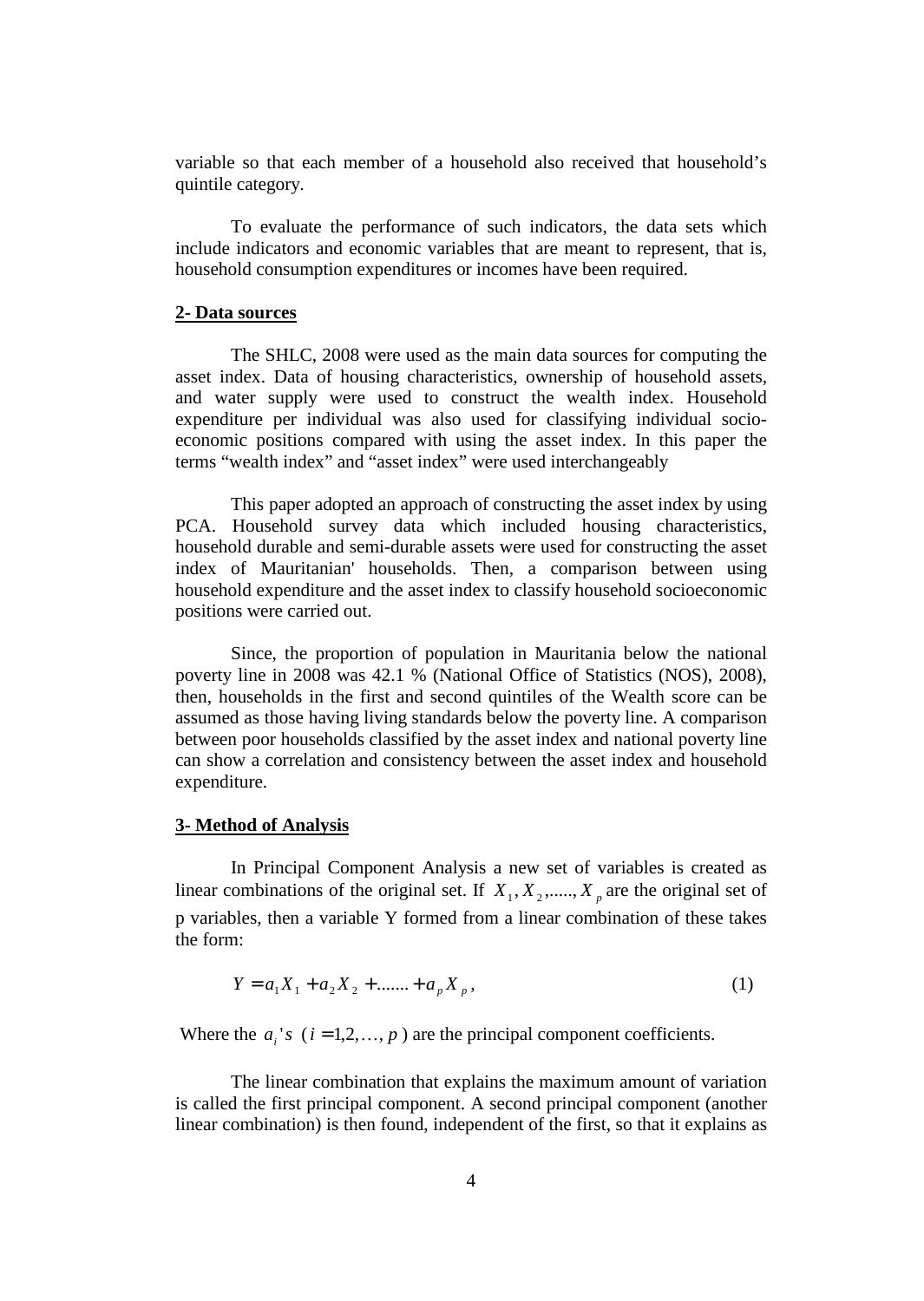variable so that each member of a household also received that household's quintile category.

To evaluate the performance of such indicators, the data sets which include indicators and economic variables that are meant to represent, that is, household consumption expenditures or incomes have been required.

## 2- Data sources

The SHLC, 2008 were used as the main data sources for computing the asset index. Data of housing characteristics, ownership of household assets, and water supply were used to construct the wealth index. Household expenditure per individual was also used for classifying individual socio-economic positions compared with using the asset index. In this paper the terms "wealth index" and "asset index" were used interchangeably

This paper adopted an approach of constructing the asset index by using PCA. Household survey data which included housing characteristics, household durable and semi-durable assets were used for constructing the asset index of Mauritanian' households. Then, a comparison between using household expenditure and the asset index to classify household socioeconomic positions were carried out.

Since, the proportion of population in Mauritania below the national poverty line in 2008 was 42.1 % (National Office of Statistics (NOS), 2008), then, households in the first and second quintiles of the Wealth score can be assumed as those having living standards below the poverty line. A comparison between poor households classified by the asset index and national poverty line can show a correlation and consistency between the asset index and household expenditure.

## 3- Method of Analysis

In Principal Component Analysis a new set of variables is created as linear combinations of the original set. If $X_1, X_2, \ldots\ldots, X_p$ are the original set of p variables, then a variable Y formed from a linear combination of these takes the form:

$$Y = a_1 X_1 + a_2 X_2 + \ldots\ldots + a_p X_p, \tag{1}$$

Where the $a_i$'s $(i = 1,2,\ldots, p)$ are the principal component coefficients.

The linear combination that explains the maximum amount of variation is called the first principal component. A second principal component (another linear combination) is then found, independent of the first, so that it explains as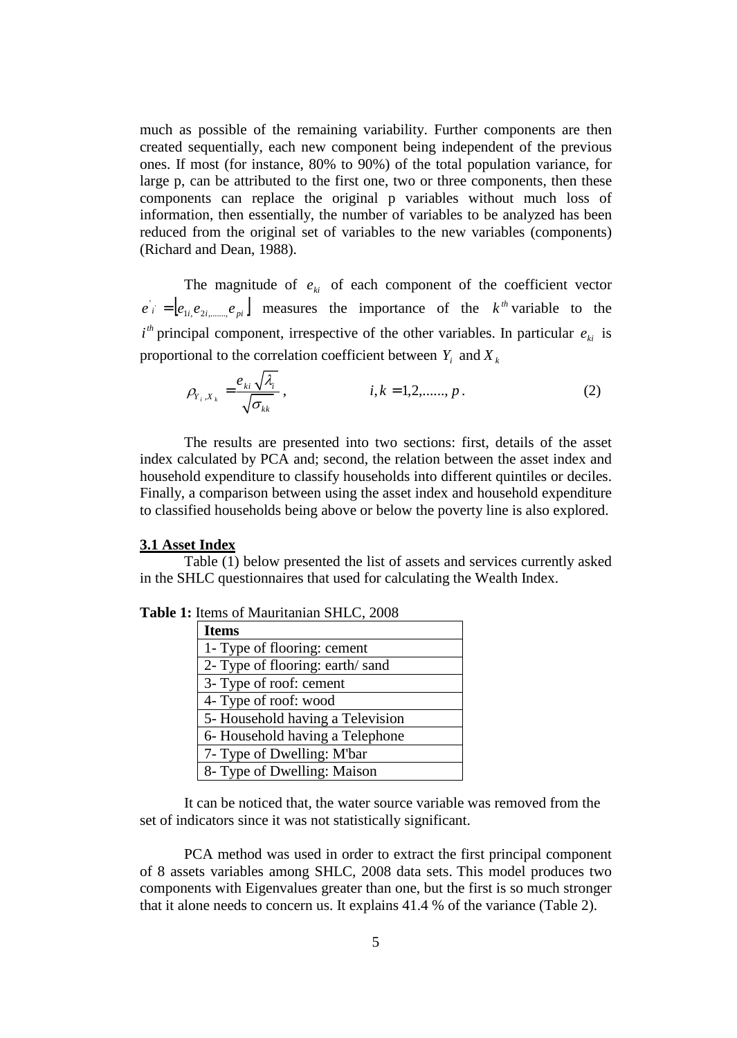much as possible of the remaining variability. Further components are then created sequentially, each new component being independent of the previous ones. If most (for instance, 80% to 90%) of the total population variance, for large p, can be attributed to the first one, two or three components, then these components can replace the original p variables without much loss of information, then essentially, the number of variables to be analyzed has been reduced from the original set of variables to the new variables (components) (Richard and Dean, 1988).

The magnitude of $e_{ki}$ of each component of the coefficient vector $e'_i = [e_{1i}, e_{2i}, \ldots\ldots, e_{pi}]$ measures the importance of the $k^{th}$ variable to the $i^{th}$ principal component, irrespective of the other variables. In particular $e_{ki}$ is proportional to the correlation coefficient between $Y_i$ and $X_k$

$$\rho_{Y_i, X_k} = \frac{e_{ki}\sqrt{\lambda_i}}{\sqrt{\sigma_{kk}}}, \qquad i, k = 1, 2, \ldots\ldots, p. \tag{2}$$

The results are presented into two sections: first, details of the asset index calculated by PCA and; second, the relation between the asset index and household expenditure to classify households into different quintiles or deciles. Finally, a comparison between using the asset index and household expenditure to classified households being above or below the poverty line is also explored.

### 3.1 Asset Index

Table (1) below presented the list of assets and services currently asked in the SHLC questionnaires that used for calculating the Wealth Index.

**Table 1:** Items of Mauritanian SHLC, 2008

| Items |
|---|
| 1- Type of flooring: cement |
| 2- Type of flooring: earth/ sand |
| 3- Type of roof: cement |
| 4- Type of roof: wood |
| 5- Household having a Television |
| 6- Household having a Telephone |
| 7- Type of Dwelling: M'bar |
| 8- Type of Dwelling: Maison |

It can be noticed that, the water source variable was removed from the set of indicators since it was not statistically significant.

PCA method was used in order to extract the first principal component of 8 assets variables among SHLC, 2008 data sets. This model produces two components with Eigenvalues greater than one, but the first is so much stronger that it alone needs to concern us. It explains 41.4 % of the variance (Table 2).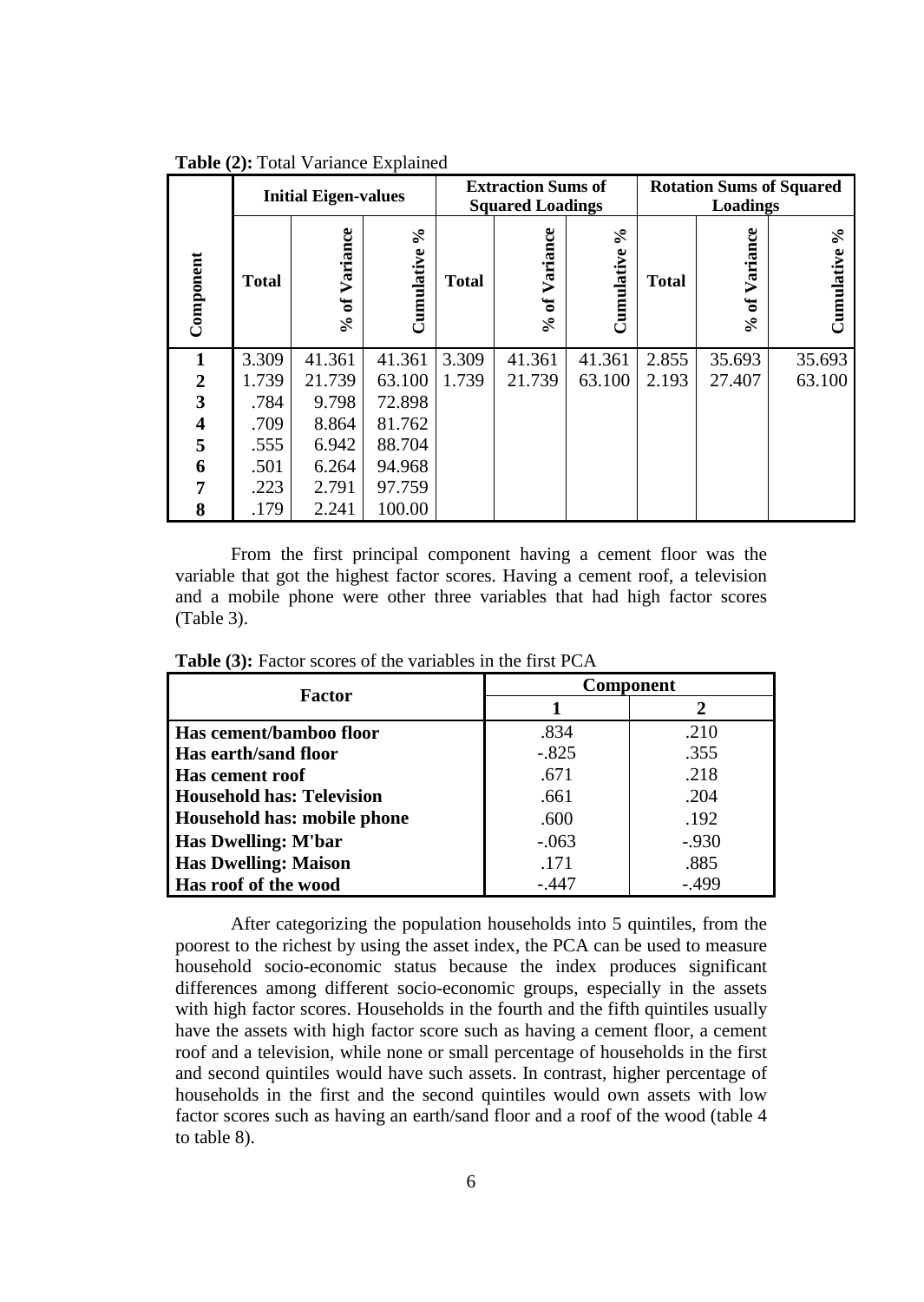**Table (2):** Total Variance Explained

| Component | Initial Eigen-values | | | Extraction Sums of Squared Loadings | | | Rotation Sums of Squared Loadings | | |
|---|---|---|---|---|---|---|---|---|---|
| | Total | % of Variance | Cumulative % | Total | % of Variance | Cumulative % | Total | % of Variance | Cumulative % |
| **1** | 3.309 | 41.361 | 41.361 | 3.309 | 41.361 | 41.361 | 2.855 | 35.693 | 35.693 |
| **2** | 1.739 | 21.739 | 63.100 | 1.739 | 21.739 | 63.100 | 2.193 | 27.407 | 63.100 |
| **3** | .784 | 9.798 | 72.898 | | | | | | |
| **4** | .709 | 8.864 | 81.762 | | | | | | |
| **5** | .555 | 6.942 | 88.704 | | | | | | |
| **6** | .501 | 6.264 | 94.968 | | | | | | |
| **7** | .223 | 2.791 | 97.759 | | | | | | |
| **8** | .179 | 2.241 | 100.00 | | | | | | |

From the first principal component having a cement floor was the variable that got the highest factor scores. Having a cement roof, a television and a mobile phone were other three variables that had high factor scores (Table 3).

**Table (3):** Factor scores of the variables in the first PCA

| Factor | Component | |
|---|---|---|
| | **1** | **2** |
| **Has cement/bamboo floor** | .834 | .210 |
| **Has earth/sand floor** | -.825 | .355 |
| **Has cement roof** | .671 | .218 |
| **Household has: Television** | .661 | .204 |
| **Household has: mobile phone** | .600 | .192 |
| **Has Dwelling: M'bar** | -.063 | -.930 |
| **Has Dwelling: Maison** | .171 | .885 |
| **Has roof of the wood** | -.447 | -.499 |

After categorizing the population households into 5 quintiles, from the poorest to the richest by using the asset index, the PCA can be used to measure household socio-economic status because the index produces significant differences among different socio-economic groups, especially in the assets with high factor scores. Households in the fourth and the fifth quintiles usually have the assets with high factor score such as having a cement floor, a cement roof and a television, while none or small percentage of households in the first and second quintiles would have such assets. In contrast, higher percentage of households in the first and the second quintiles would own assets with low factor scores such as having an earth/sand floor and a roof of the wood (table 4 to table 8).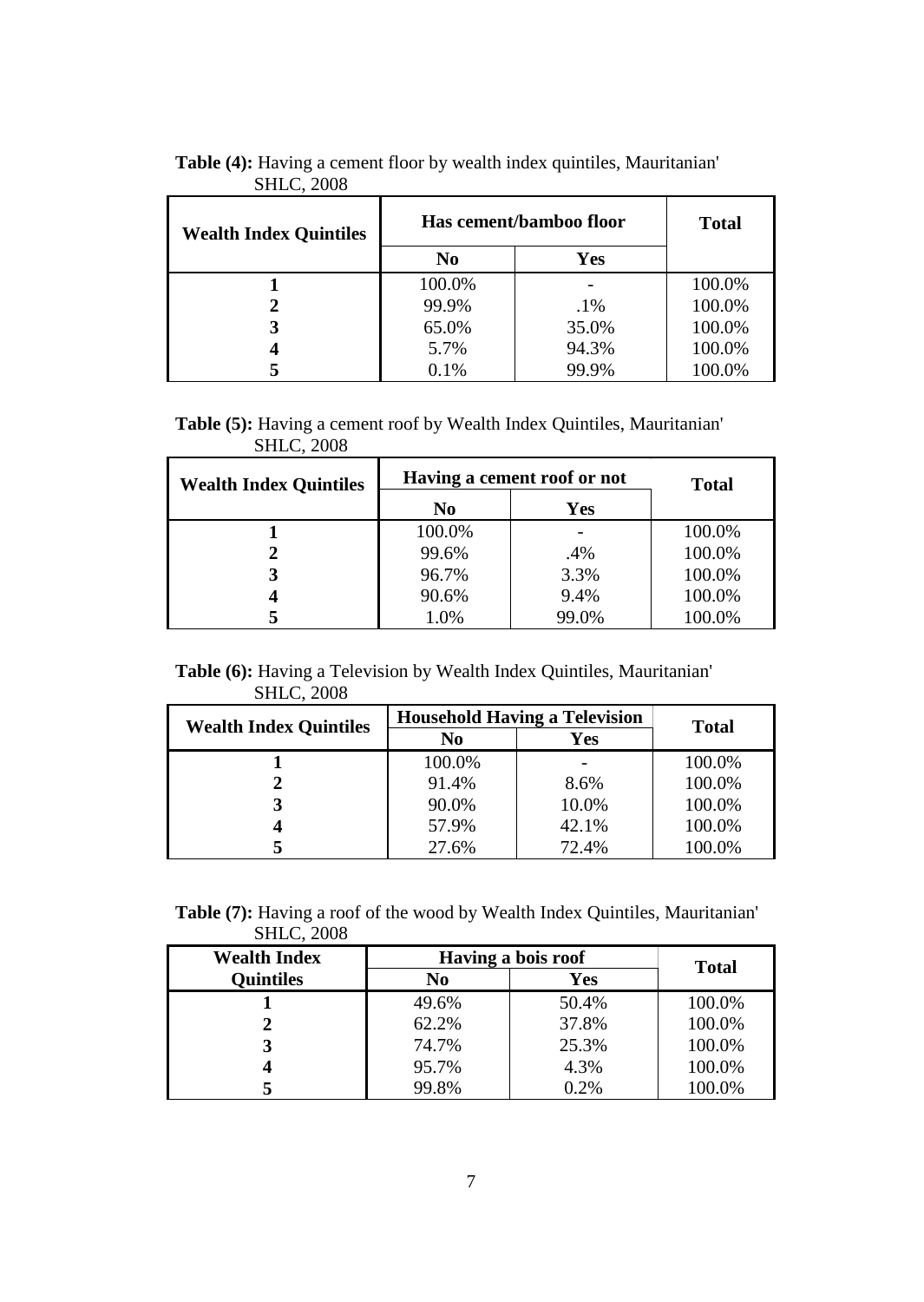**Table (4):** Having a cement floor by wealth index quintiles, Mauritanian' SHLC, 2008

| Wealth Index Quintiles | Has cement/bamboo floor | | Total |
|---|---|---|---|
| | No | Yes | |
| **1** | 100.0% | - | 100.0% |
| **2** | 99.9% | .1% | 100.0% |
| **3** | 65.0% | 35.0% | 100.0% |
| **4** | 5.7% | 94.3% | 100.0% |
| **5** | 0.1% | 99.9% | 100.0% |

**Table (5):** Having a cement roof by Wealth Index Quintiles, Mauritanian' SHLC, 2008

| Wealth Index Quintiles | Having a cement roof or not | | Total |
|---|---|---|---|
| | No | Yes | |
| **1** | 100.0% | - | 100.0% |
| **2** | 99.6% | .4% | 100.0% |
| **3** | 96.7% | 3.3% | 100.0% |
| **4** | 90.6% | 9.4% | 100.0% |
| **5** | 1.0% | 99.0% | 100.0% |

**Table (6):** Having a Television by Wealth Index Quintiles, Mauritanian' SHLC, 2008

| Wealth Index Quintiles | Household Having a Television | | Total |
|---|---|---|---|
| | No | Yes | |
| **1** | 100.0% | - | 100.0% |
| **2** | 91.4% | 8.6% | 100.0% |
| **3** | 90.0% | 10.0% | 100.0% |
| **4** | 57.9% | 42.1% | 100.0% |
| **5** | 27.6% | 72.4% | 100.0% |

**Table (7):** Having a roof of the wood by Wealth Index Quintiles, Mauritanian' SHLC, 2008

| Wealth Index Quintiles | Having a bois roof | | Total |
|---|---|---|---|
| | No | Yes | |
| **1** | 49.6% | 50.4% | 100.0% |
| **2** | 62.2% | 37.8% | 100.0% |
| **3** | 74.7% | 25.3% | 100.0% |
| **4** | 95.7% | 4.3% | 100.0% |
| **5** | 99.8% | 0.2% | 100.0% |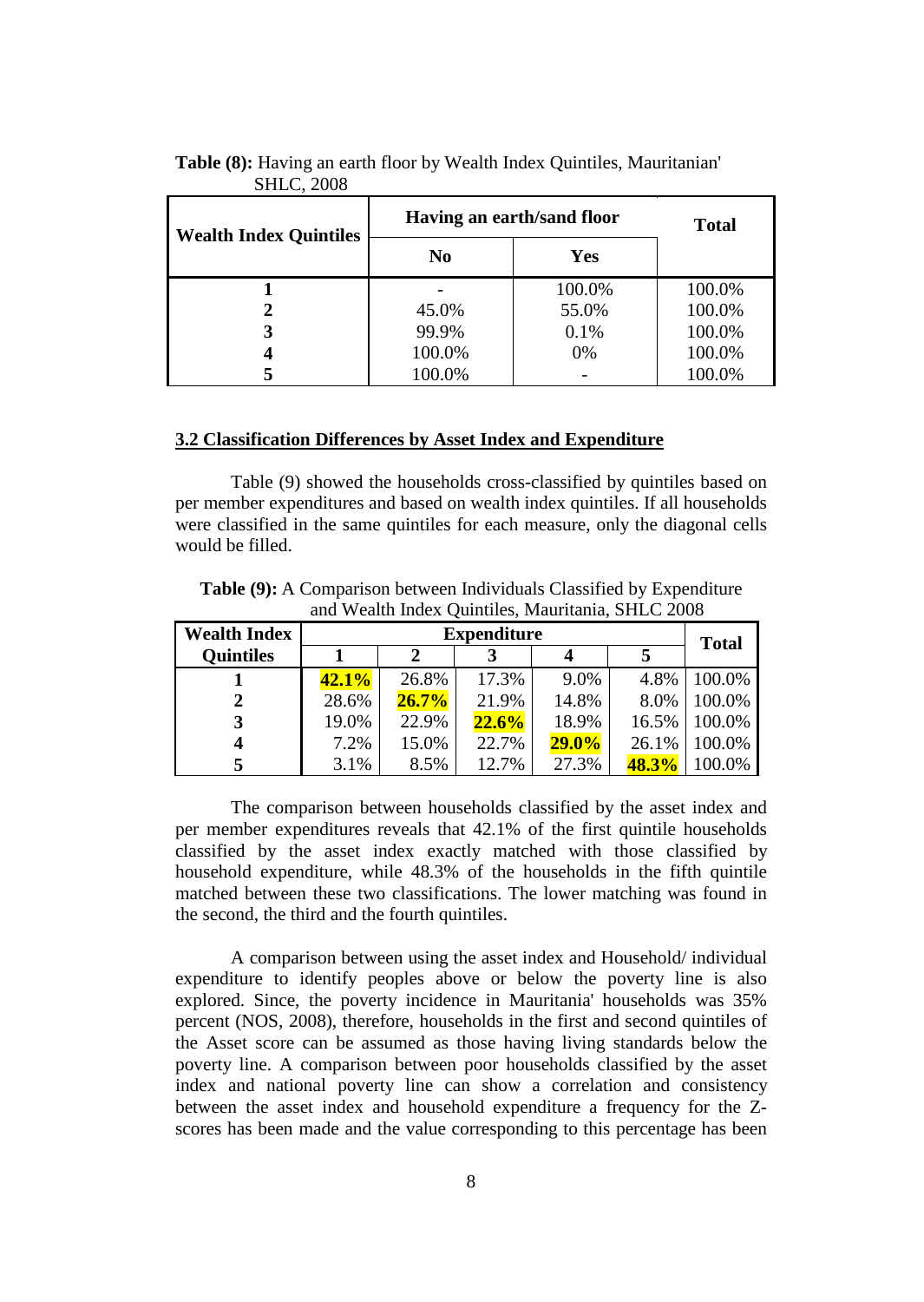**Table (8):** Having an earth floor by Wealth Index Quintiles, Mauritanian' SHLC, 2008

| Wealth Index Quintiles | Having an earth/sand floor | | Total |
|---|---|---|---|
| | No | Yes | |
| 1 | - | 100.0% | 100.0% |
| 2 | 45.0% | 55.0% | 100.0% |
| 3 | 99.9% | 0.1% | 100.0% |
| 4 | 100.0% | 0% | 100.0% |
| 5 | 100.0% | - | 100.0% |

## 3.2 Classification Differences by Asset Index and Expenditure

Table (9) showed the households cross-classified by quintiles based on per member expenditures and based on wealth index quintiles. If all households were classified in the same quintiles for each measure, only the diagonal cells would be filled.

**Table (9):** A Comparison between Individuals Classified by Expenditure and Wealth Index Quintiles, Mauritania, SHLC 2008

| Wealth Index Quintiles | Expenditure | | | | | Total |
|---|---|---|---|---|---|---|
| | 1 | 2 | 3 | 4 | 5 | |
| 1 | **42.1%** | 26.8% | 17.3% | 9.0% | 4.8% | 100.0% |
| 2 | 28.6% | **26.7%** | 21.9% | 14.8% | 8.0% | 100.0% |
| 3 | 19.0% | 22.9% | **22.6%** | 18.9% | 16.5% | 100.0% |
| 4 | 7.2% | 15.0% | 22.7% | **29.0%** | 26.1% | 100.0% |
| 5 | 3.1% | 8.5% | 12.7% | 27.3% | **48.3%** | 100.0% |

The comparison between households classified by the asset index and per member expenditures reveals that 42.1% of the first quintile households classified by the asset index exactly matched with those classified by household expenditure, while 48.3% of the households in the fifth quintile matched between these two classifications. The lower matching was found in the second, the third and the fourth quintiles.

A comparison between using the asset index and Household/ individual expenditure to identify peoples above or below the poverty line is also explored. Since, the poverty incidence in Mauritania' households was 35% percent (NOS, 2008), therefore, households in the first and second quintiles of the Asset score can be assumed as those having living standards below the poverty line. A comparison between poor households classified by the asset index and national poverty line can show a correlation and consistency between the asset index and household expenditure a frequency for the Z-scores has been made and the value corresponding to this percentage has been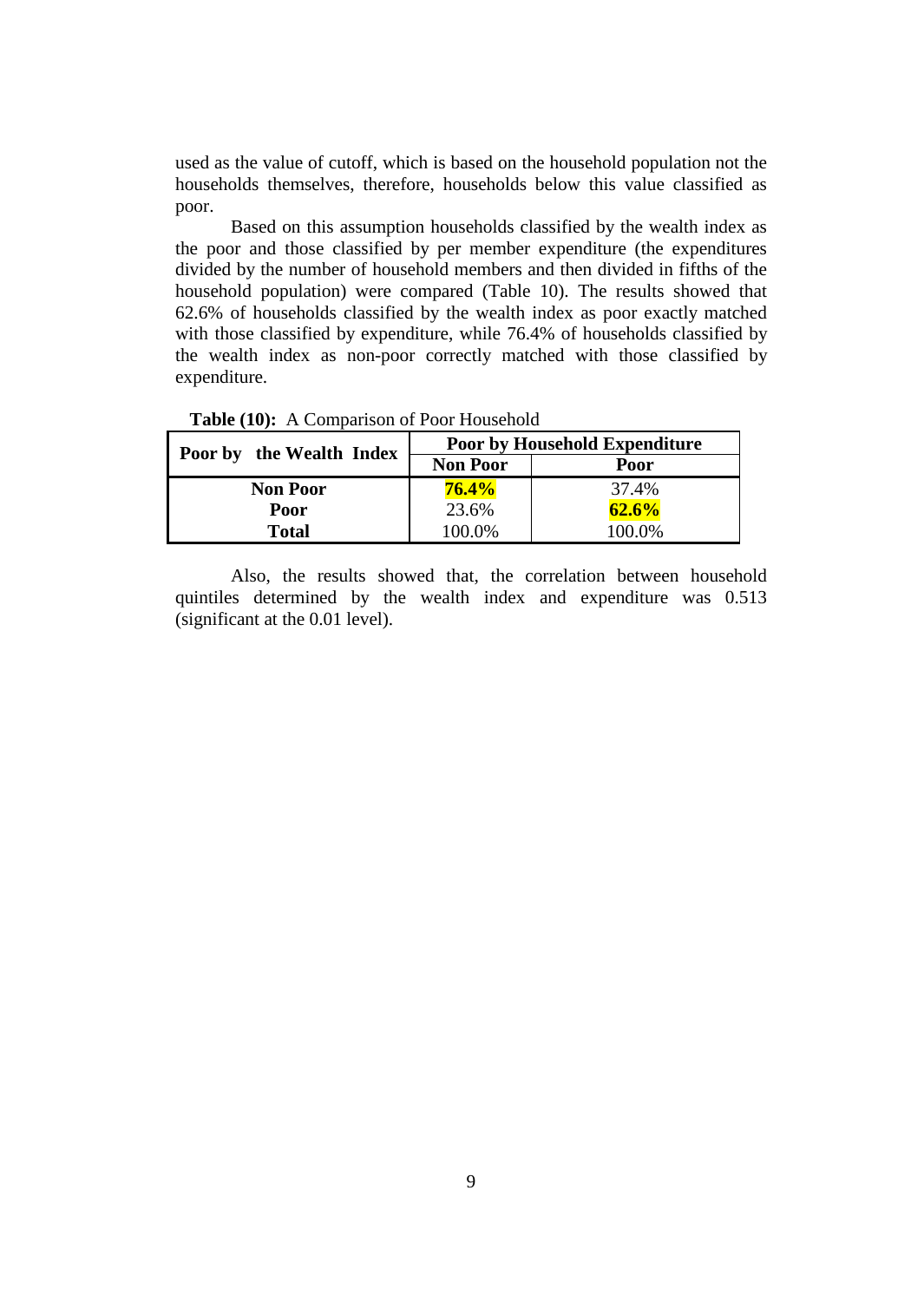used as the value of cutoff, which is based on the household population not the households themselves, therefore, households below this value classified as poor.

Based on this assumption households classified by the wealth index as the poor and those classified by per member expenditure (the expenditures divided by the number of household members and then divided in fifths of the household population) were compared (Table 10). The results showed that 62.6% of households classified by the wealth index as poor exactly matched with those classified by expenditure, while 76.4% of households classified by the wealth index as non-poor correctly matched with those classified by expenditure.

**Table (10):** A Comparison of Poor Household

| **Poor by the Wealth Index** | **Poor by Household Expenditure** | |
|---|---|---|
| | **Non Poor** | **Poor** |
| **Non Poor** | **76.4%** | 37.4% |
| **Poor** | 23.6% | **62.6%** |
| **Total** | 100.0% | 100.0% |

Also, the results showed that, the correlation between household quintiles determined by the wealth index and expenditure was 0.513 (significant at the 0.01 level).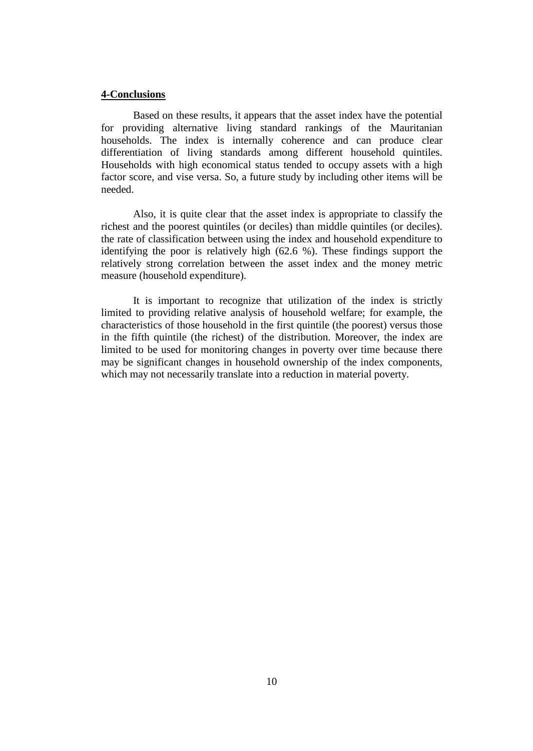## 4-Conclusions

Based on these results, it appears that the asset index have the potential for providing alternative living standard rankings of the Mauritanian households. The index is internally coherence and can produce clear differentiation of living standards among different household quintiles. Households with high economical status tended to occupy assets with a high factor score, and vise versa. So, a future study by including other items will be needed.

Also, it is quite clear that the asset index is appropriate to classify the richest and the poorest quintiles (or deciles) than middle quintiles (or deciles). the rate of classification between using the index and household expenditure to identifying the poor is relatively high (62.6 %). These findings support the relatively strong correlation between the asset index and the money metric measure (household expenditure).

It is important to recognize that utilization of the index is strictly limited to providing relative analysis of household welfare; for example, the characteristics of those household in the first quintile (the poorest) versus those in the fifth quintile (the richest) of the distribution. Moreover, the index are limited to be used for monitoring changes in poverty over time because there may be significant changes in household ownership of the index components, which may not necessarily translate into a reduction in material poverty.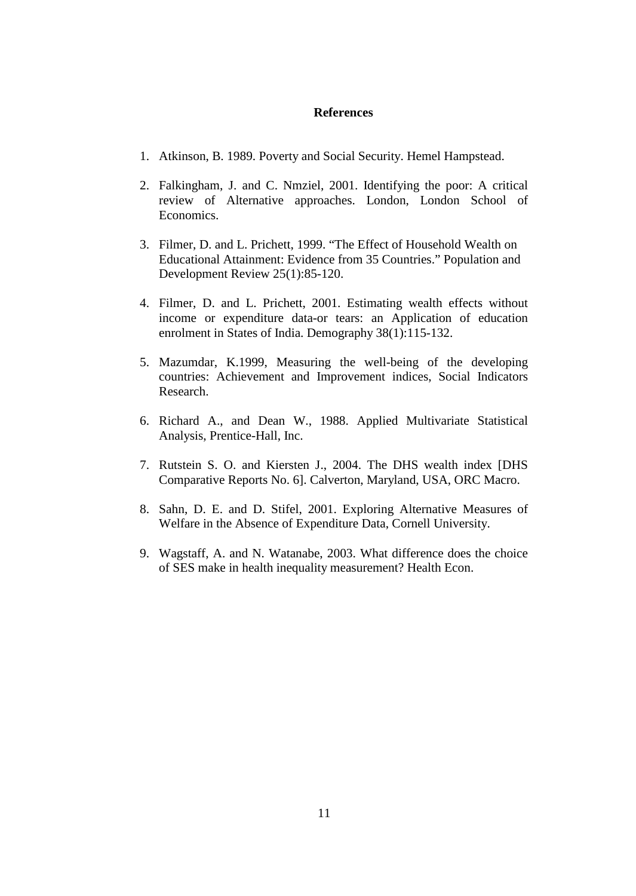## References

1. Atkinson, B. 1989. Poverty and Social Security. Hemel Hampstead.

2. Falkingham, J. and C. Nmziel, 2001. Identifying the poor: A critical review of Alternative approaches. London, London School of Economics.

3. Filmer, D. and L. Prichett, 1999. “The Effect of Household Wealth on Educational Attainment: Evidence from 35 Countries.” Population and Development Review 25(1):85-120.

4. Filmer, D. and L. Prichett, 2001. Estimating wealth effects without income or expenditure data-or tears: an Application of education enrolment in States of India. Demography 38(1):115-132.

5. Mazumdar, K.1999, Measuring the well-being of the developing countries: Achievement and Improvement indices, Social Indicators Research.

6. Richard A., and Dean W., 1988. Applied Multivariate Statistical Analysis, Prentice-Hall, Inc.

7. Rutstein S. O. and Kiersten J., 2004. The DHS wealth index [DHS Comparative Reports No. 6]. Calverton, Maryland, USA, ORC Macro.

8. Sahn, D. E. and D. Stifel, 2001. Exploring Alternative Measures of Welfare in the Absence of Expenditure Data, Cornell University.

9. Wagstaff, A. and N. Watanabe, 2003. What difference does the choice of SES make in health inequality measurement? Health Econ.